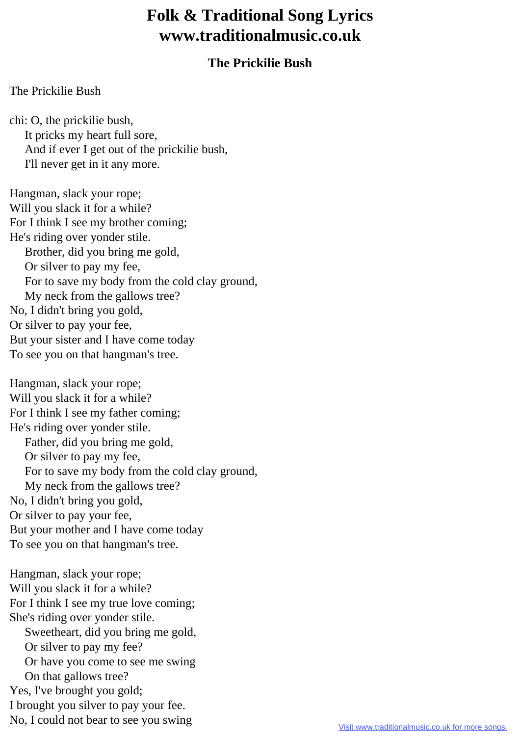# Folk & Traditional Song Lyrics
# www.traditionalmusic.co.uk

### The Prickilie Bush

The Prickilie Bush

chi: O, the prickilie bush,
  It pricks my heart full sore,
  And if ever I get out of the prickilie bush,
  I'll never get in it any more.

Hangman, slack your rope;
Will you slack it for a while?
For I think I see my brother coming;
He's riding over yonder stile.
  Brother, did you bring me gold,
  Or silver to pay my fee,
  For to save my body from the cold clay ground,
  My neck from the gallows tree?
No, I didn't bring you gold,
Or silver to pay your fee,
But your sister and I have come today
To see you on that hangman's tree.

Hangman, slack your rope;
Will you slack it for a while?
For I think I see my father coming;
He's riding over yonder stile.
  Father, did you bring me gold,
  Or silver to pay my fee,
  For to save my body from the cold clay ground,
  My neck from the gallows tree?
No, I didn't bring you gold,
Or silver to pay your fee,
But your mother and I have come today
To see you on that hangman's tree.

Hangman, slack your rope;
Will you slack it for a while?
For I think I see my true love coming;
She's riding over yonder stile.
  Sweetheart, did you bring me gold,
  Or silver to pay my fee?
  Or have you come to see me swing
  On that gallows tree?
Yes, I've brought you gold;
I brought you silver to pay your fee.
No, I could not bear to see you swing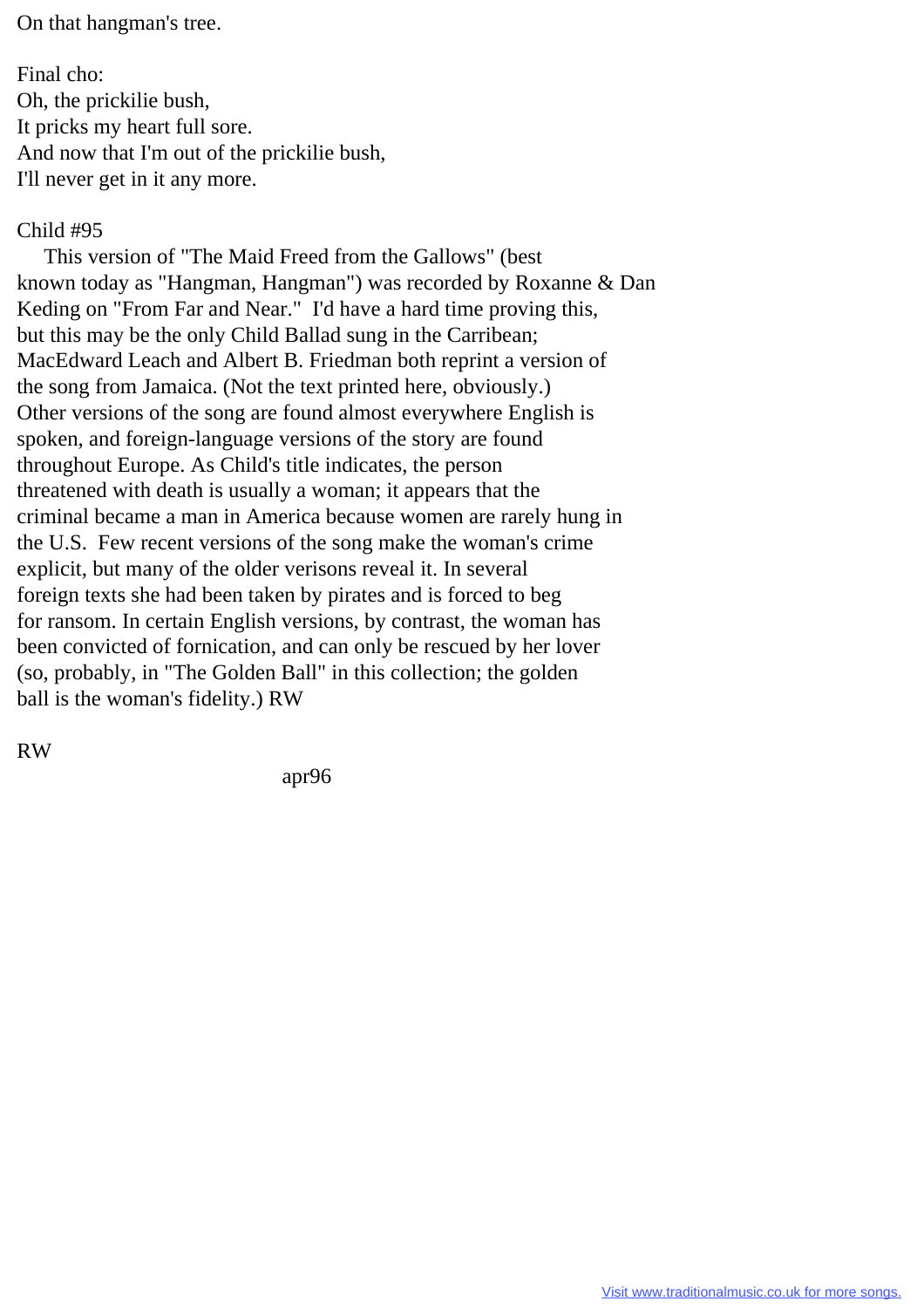On that hangman's tree.

Final cho:
Oh, the prickilie bush,
It pricks my heart full sore.
And now that I'm out of the prickilie bush,
I'll never get in it any more.

Child #95

This version of "The Maid Freed from the Gallows" (best known today as "Hangman, Hangman") was recorded by Roxanne & Dan Keding on "From Far and Near." I'd have a hard time proving this, but this may be the only Child Ballad sung in the Carribean; MacEdward Leach and Albert B. Friedman both reprint a version of the song from Jamaica. (Not the text printed here, obviously.) Other versions of the song are found almost everywhere English is spoken, and foreign-language versions of the story are found throughout Europe. As Child's title indicates, the person threatened with death is usually a woman; it appears that the criminal became a man in America because women are rarely hung in the U.S. Few recent versions of the song make the woman's crime explicit, but many of the older verisons reveal it. In several foreign texts she had been taken by pirates and is forced to beg for ransom. In certain English versions, by contrast, the woman has been convicted of fornication, and can only be rescued by her lover (so, probably, in "The Golden Ball" in this collection; the golden ball is the woman's fidelity.) RW

RW

apr96